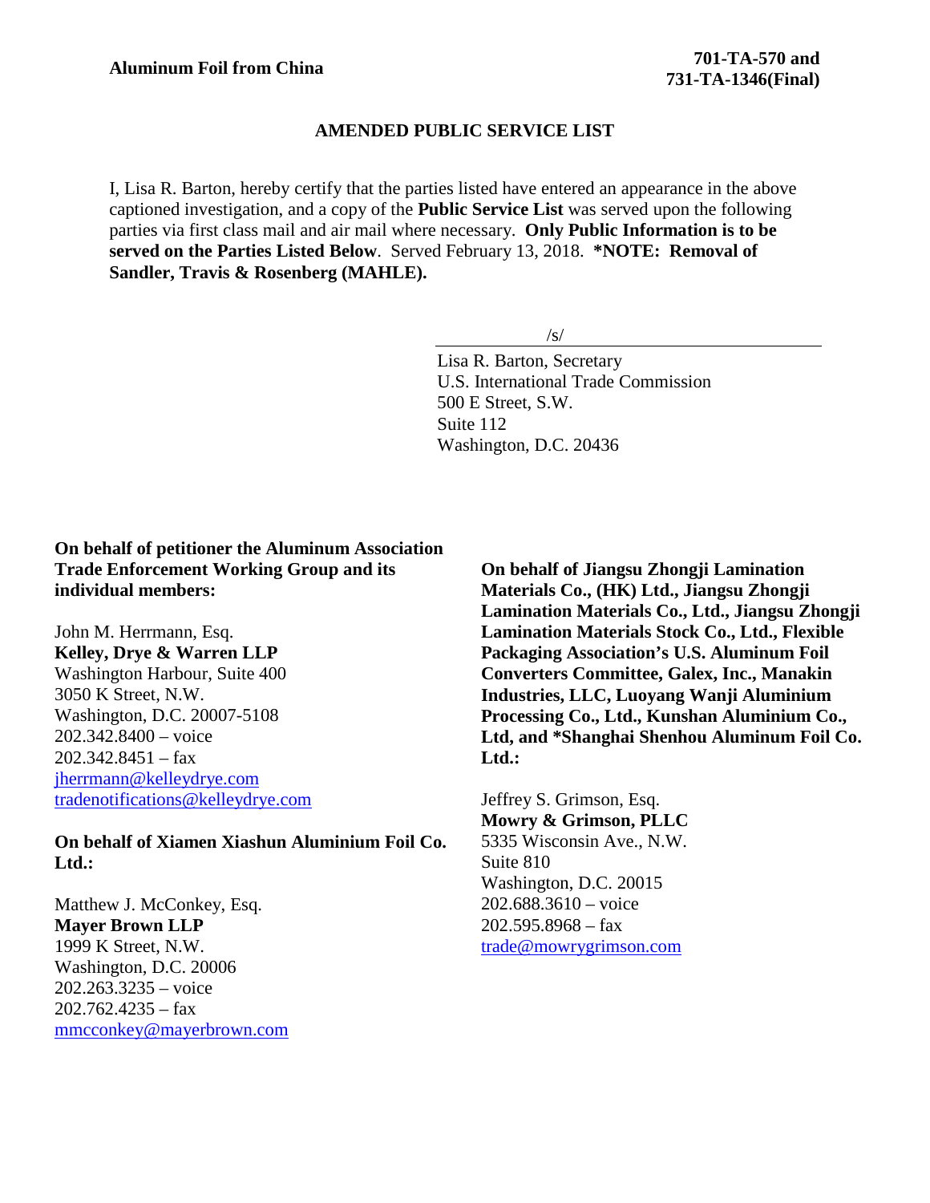**Aluminum Foil from China**

**701-TA-570 and 731-TA-1346(Final)**

## AMENDED PUBLIC SERVICE LIST

I, Lisa R. Barton, hereby certify that the parties listed have entered an appearance in the above captioned investigation, and a copy of the **Public Service List** was served upon the following parties via first class mail and air mail where necessary. **Only Public Information is to be served on the Parties Listed Below**. Served February 13, 2018. ***NOTE: Removal of Sandler, Travis & Rosenberg (MAHLE).**

/s/

Lisa R. Barton, Secretary
U.S. International Trade Commission
500 E Street, S.W.
Suite 112
Washington, D.C. 20436

**On behalf of petitioner the Aluminum Association Trade Enforcement Working Group and its individual members:**

John M. Herrmann, Esq.
**Kelley, Drye & Warren LLP**
Washington Harbour, Suite 400
3050 K Street, N.W.
Washington, D.C. 20007-5108
202.342.8400 – voice
202.342.8451 – fax
jherrmann@kelleydrye.com
tradenotifications@kelleydrye.com

**On behalf of Xiamen Xiashun Aluminium Foil Co. Ltd.:**

Matthew J. McConkey, Esq.
**Mayer Brown LLP**
1999 K Street, N.W.
Washington, D.C. 20006
202.263.3235 – voice
202.762.4235 – fax
mmcconkey@mayerbrown.com

**On behalf of Jiangsu Zhongji Lamination Materials Co., (HK) Ltd., Jiangsu Zhongji Lamination Materials Co., Ltd., Jiangsu Zhongji Lamination Materials Stock Co., Ltd., Flexible Packaging Association's U.S. Aluminum Foil Converters Committee, Galex, Inc., Manakin Industries, LLC, Luoyang Wanji Aluminium Processing Co., Ltd., Kunshan Aluminium Co., Ltd, and *Shanghai Shenhou Aluminum Foil Co. Ltd.:**

Jeffrey S. Grimson, Esq.
**Mowry & Grimson, PLLC**
5335 Wisconsin Ave., N.W.
Suite 810
Washington, D.C. 20015
202.688.3610 – voice
202.595.8968 – fax
trade@mowrygrimson.com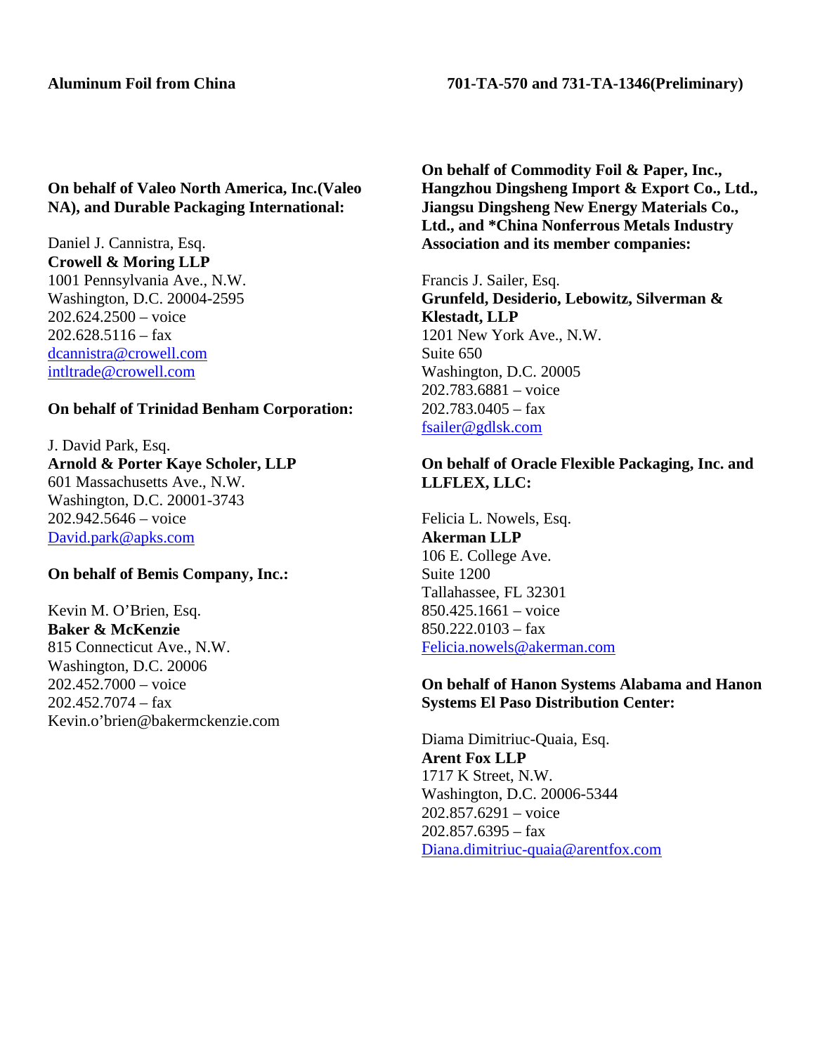**Aluminum Foil from China** **701-TA-570 and 731-TA-1346(Preliminary)**

**On behalf of Valeo North America, Inc.(Valeo NA), and Durable Packaging International:**

Daniel J. Cannistra, Esq.
**Crowell & Moring LLP**
1001 Pennsylvania Ave., N.W.
Washington, D.C. 20004-2595
202.624.2500 – voice
202.628.5116 – fax
dcannistra@crowell.com
intltrade@crowell.com

**On behalf of Trinidad Benham Corporation:**

J. David Park, Esq.
**Arnold & Porter Kaye Scholer, LLP**
601 Massachusetts Ave., N.W.
Washington, D.C. 20001-3743
202.942.5646 – voice
David.park@apks.com

**On behalf of Bemis Company, Inc.:**

Kevin M. O'Brien, Esq.
**Baker & McKenzie**
815 Connecticut Ave., N.W.
Washington, D.C. 20006
202.452.7000 – voice
202.452.7074 – fax
Kevin.o'brien@bakermckenzie.com

**On behalf of Commodity Foil & Paper, Inc., Hangzhou Dingsheng Import & Export Co., Ltd., Jiangsu Dingsheng New Energy Materials Co., Ltd., and *China Nonferrous Metals Industry Association and its member companies:**

Francis J. Sailer, Esq.
**Grunfeld, Desiderio, Lebowitz, Silverman & Klestadt, LLP**
1201 New York Ave., N.W.
Suite 650
Washington, D.C. 20005
202.783.6881 – voice
202.783.0405 – fax
fsailer@gdlsk.com

**On behalf of Oracle Flexible Packaging, Inc. and LLFLEX, LLC:**

Felicia L. Nowels, Esq.
**Akerman LLP**
106 E. College Ave.
Suite 1200
Tallahassee, FL 32301
850.425.1661 – voice
850.222.0103 – fax
Felicia.nowels@akerman.com

**On behalf of Hanon Systems Alabama and Hanon Systems El Paso Distribution Center:**

Diama Dimitriuc-Quaia, Esq.
**Arent Fox LLP**
1717 K Street, N.W.
Washington, D.C. 20006-5344
202.857.6291 – voice
202.857.6395 – fax
Diana.dimitriuc-quaia@arentfox.com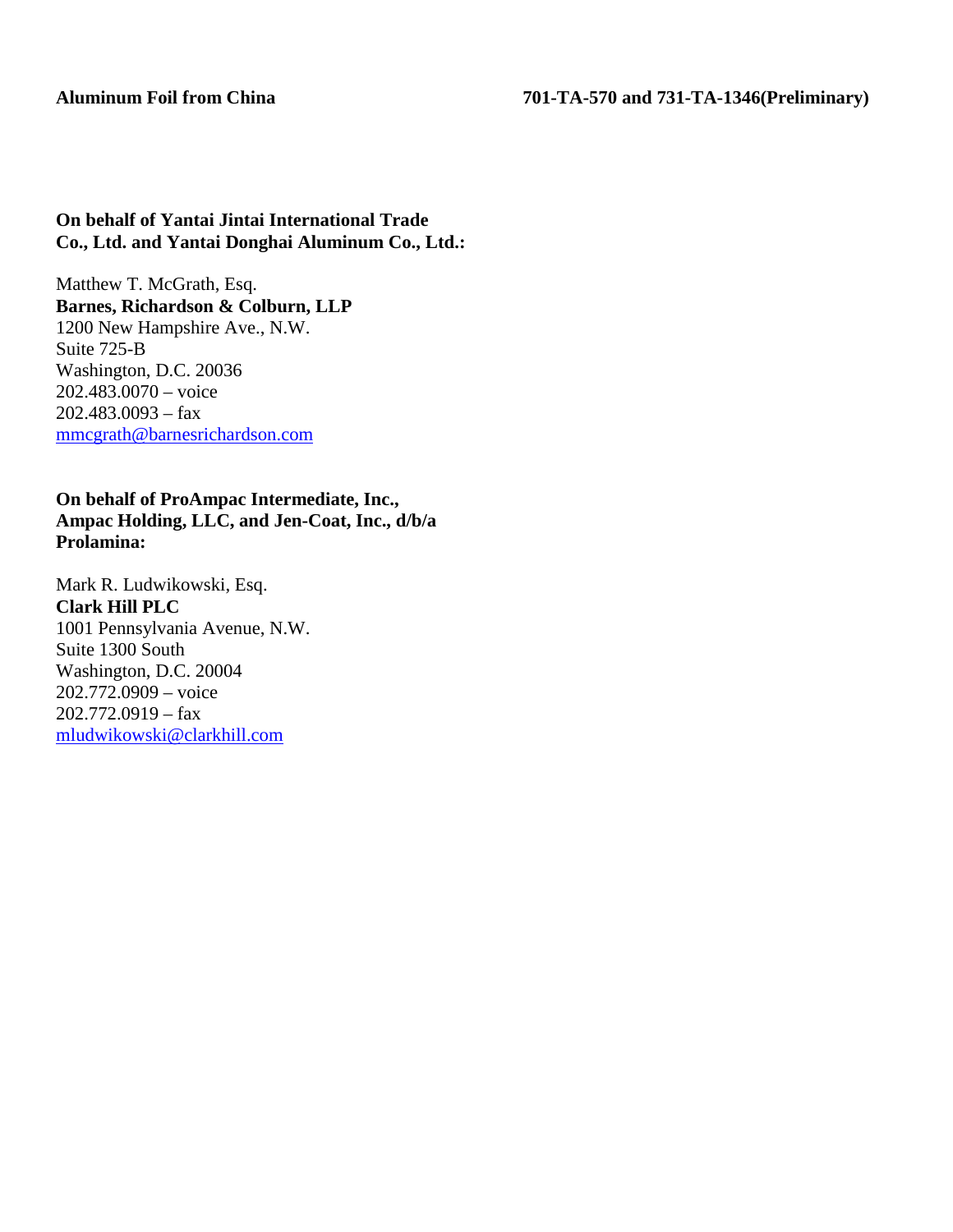**Aluminum Foil from China** **701-TA-570 and 731-TA-1346(Preliminary)**

**On behalf of Yantai Jintai International Trade Co., Ltd. and Yantai Donghai Aluminum Co., Ltd.:**

Matthew T. McGrath, Esq.
**Barnes, Richardson & Colburn, LLP**
1200 New Hampshire Ave., N.W.
Suite 725-B
Washington, D.C. 20036
202.483.0070 – voice
202.483.0093 – fax
mmcgrath@barnesrichardson.com

**On behalf of ProAmpac Intermediate, Inc., Ampac Holding, LLC, and Jen-Coat, Inc., d/b/a Prolamina:**

Mark R. Ludwikowski, Esq.
**Clark Hill PLC**
1001 Pennsylvania Avenue, N.W.
Suite 1300 South
Washington, D.C. 20004
202.772.0909 – voice
202.772.0919 – fax
mludwikowski@clarkhill.com